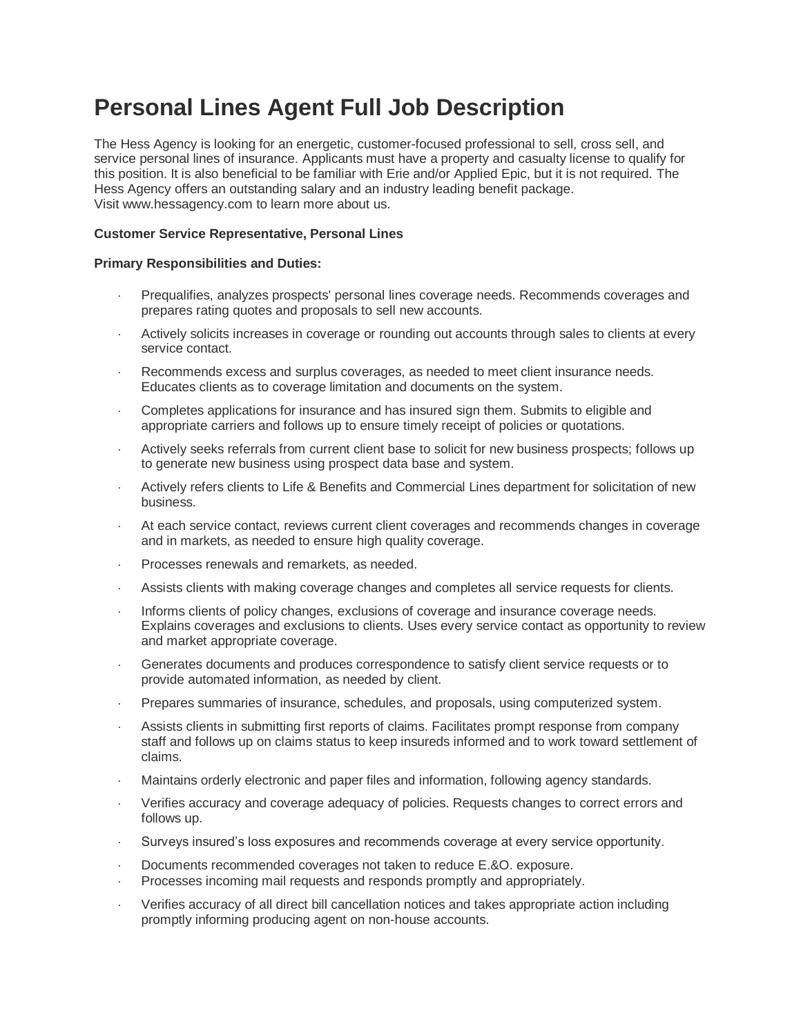# Personal Lines Agent Full Job Description

The Hess Agency is looking for an energetic, customer-focused professional to sell, cross sell, and service personal lines of insurance. Applicants must have a property and casualty license to qualify for this position. It is also beneficial to be familiar with Erie and/or Applied Epic, but it is not required. The Hess Agency offers an outstanding salary and an industry leading benefit package.
Visit www.hessagency.com to learn more about us.

**Customer Service Representative, Personal Lines**

**Primary Responsibilities and Duties:**

- Prequalifies, analyzes prospects' personal lines coverage needs. Recommends coverages and prepares rating quotes and proposals to sell new accounts.
- Actively solicits increases in coverage or rounding out accounts through sales to clients at every service contact.
- Recommends excess and surplus coverages, as needed to meet client insurance needs. Educates clients as to coverage limitation and documents on the system.
- Completes applications for insurance and has insured sign them. Submits to eligible and appropriate carriers and follows up to ensure timely receipt of policies or quotations.
- Actively seeks referrals from current client base to solicit for new business prospects; follows up to generate new business using prospect data base and system.
- Actively refers clients to Life & Benefits and Commercial Lines department for solicitation of new business.
- At each service contact, reviews current client coverages and recommends changes in coverage and in markets, as needed to ensure high quality coverage.
- Processes renewals and remarkets, as needed.
- Assists clients with making coverage changes and completes all service requests for clients.
- Informs clients of policy changes, exclusions of coverage and insurance coverage needs. Explains coverages and exclusions to clients. Uses every service contact as opportunity to review and market appropriate coverage.
- Generates documents and produces correspondence to satisfy client service requests or to provide automated information, as needed by client.
- Prepares summaries of insurance, schedules, and proposals, using computerized system.
- Assists clients in submitting first reports of claims. Facilitates prompt response from company staff and follows up on claims status to keep insureds informed and to work toward settlement of claims.
- Maintains orderly electronic and paper files and information, following agency standards.
- Verifies accuracy and coverage adequacy of policies. Requests changes to correct errors and follows up.
- Surveys insured's loss exposures and recommends coverage at every service opportunity.
- Documents recommended coverages not taken to reduce E.&O. exposure.
- Processes incoming mail requests and responds promptly and appropriately.
- Verifies accuracy of all direct bill cancellation notices and takes appropriate action including promptly informing producing agent on non-house accounts.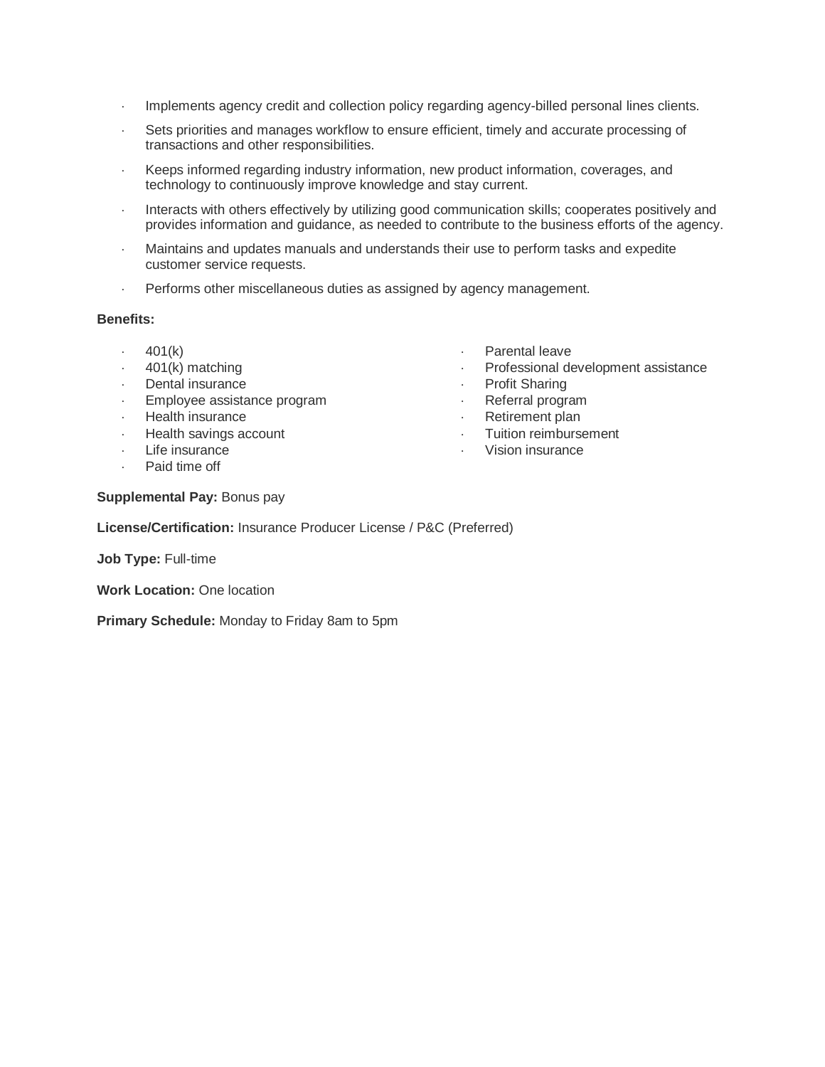- Implements agency credit and collection policy regarding agency-billed personal lines clients.
- Sets priorities and manages workflow to ensure efficient, timely and accurate processing of transactions and other responsibilities.
- Keeps informed regarding industry information, new product information, coverages, and technology to continuously improve knowledge and stay current.
- Interacts with others effectively by utilizing good communication skills; cooperates positively and provides information and guidance, as needed to contribute to the business efforts of the agency.
- Maintains and updates manuals and understands their use to perform tasks and expedite customer service requests.
- Performs other miscellaneous duties as assigned by agency management.

**Benefits:**

- 401(k)
- 401(k) matching
- Dental insurance
- Employee assistance program
- Health insurance
- Health savings account
- Life insurance
- Paid time off
- Parental leave
- Professional development assistance
- Profit Sharing
- Referral program
- Retirement plan
- Tuition reimbursement
- Vision insurance

**Supplemental Pay:** Bonus pay

**License/Certification:** Insurance Producer License / P&C (Preferred)

**Job Type:** Full-time

**Work Location:** One location

**Primary Schedule:** Monday to Friday 8am to 5pm